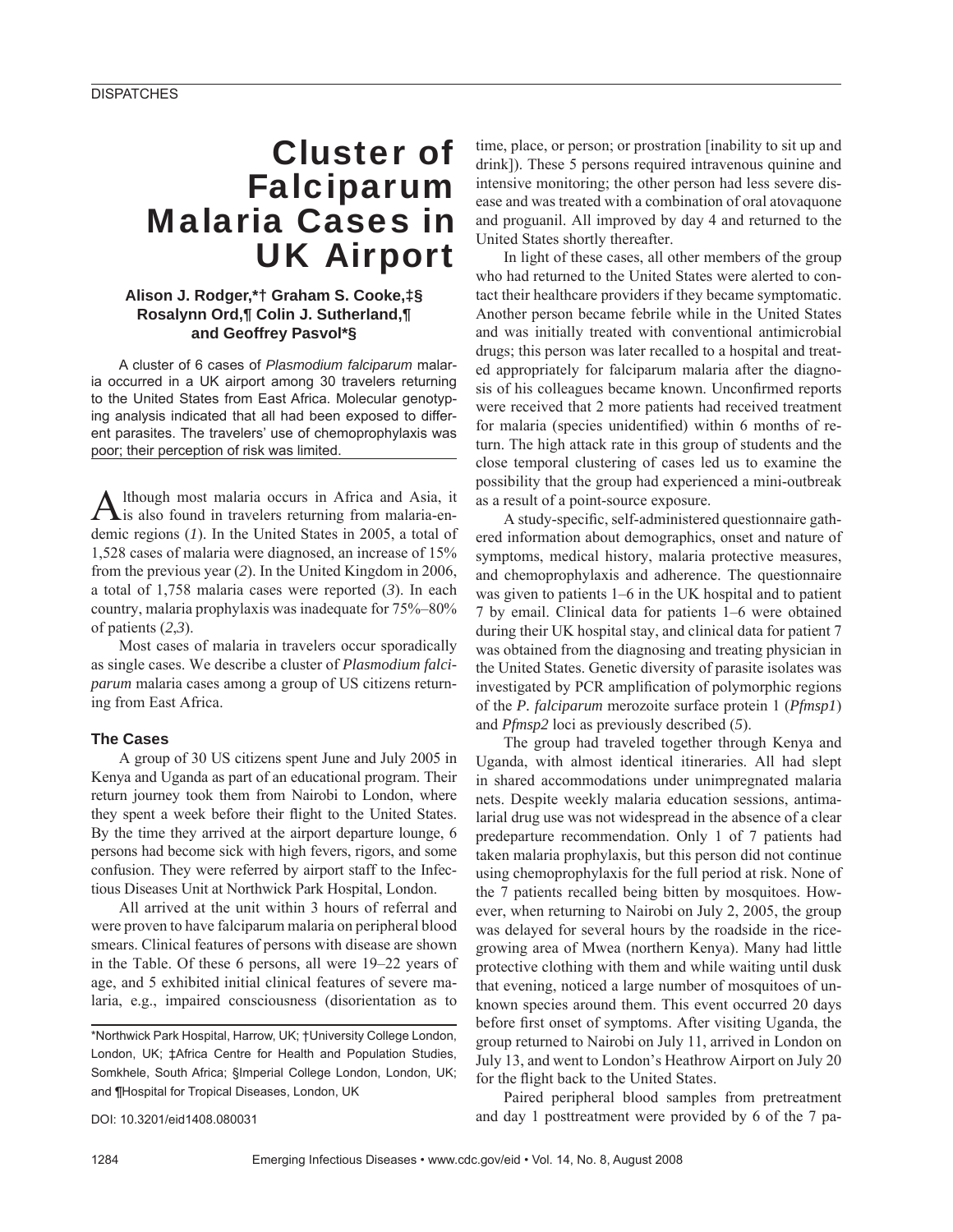# Cluster of Falciparum Malaria Cases in UK Airport

**Alison J. Rodger,*† Graham S. Cooke,‡§ Rosalynn Ord,¶ Colin J. Sutherland,¶ and Geoffrey Pasvol*§**

A cluster of 6 cases of *Plasmodium falciparum* malaria occurred in a UK airport among 30 travelers returning to the United States from East Africa. Molecular genotyping analysis indicated that all had been exposed to different parasites. The travelers' use of chemoprophylaxis was poor; their perception of risk was limited.

Although most malaria occurs in Africa and Asia, it is also found in travelers returning from malaria-endemic regions (*1*). In the United States in 2005, a total of 1,528 cases of malaria were diagnosed, an increase of 15% from the previous year (*2*). In the United Kingdom in 2006, a total of 1,758 malaria cases were reported (*3*). In each country, malaria prophylaxis was inadequate for 75%–80% of patients (*2*,*3*).

Most cases of malaria in travelers occur sporadically as single cases. We describe a cluster of *Plasmodium falciparum* malaria cases among a group of US citizens returning from East Africa.

## The Cases

A group of 30 US citizens spent June and July 2005 in Kenya and Uganda as part of an educational program. Their return journey took them from Nairobi to London, where they spent a week before their flight to the United States. By the time they arrived at the airport departure lounge, 6 persons had become sick with high fevers, rigors, and some confusion. They were referred by airport staff to the Infectious Diseases Unit at Northwick Park Hospital, London.

All arrived at the unit within 3 hours of referral and were proven to have falciparum malaria on peripheral blood smears. Clinical features of persons with disease are shown in the Table. Of these 6 persons, all were 19–22 years of age, and 5 exhibited initial clinical features of severe malaria, e.g., impaired consciousness (disorientation as to time, place, or person; or prostration [inability to sit up and drink]). These 5 persons required intravenous quinine and intensive monitoring; the other person had less severe disease and was treated with a combination of oral atovaquone and proguanil. All improved by day 4 and returned to the United States shortly thereafter.

In light of these cases, all other members of the group who had returned to the United States were alerted to contact their healthcare providers if they became symptomatic. Another person became febrile while in the United States and was initially treated with conventional antimicrobial drugs; this person was later recalled to a hospital and treated appropriately for falciparum malaria after the diagnosis of his colleagues became known. Unconfirmed reports were received that 2 more patients had received treatment for malaria (species unidentified) within 6 months of return. The high attack rate in this group of students and the close temporal clustering of cases led us to examine the possibility that the group had experienced a mini-outbreak as a result of a point-source exposure.

A study-specific, self-administered questionnaire gathered information about demographics, onset and nature of symptoms, medical history, malaria protective measures, and chemoprophylaxis and adherence. The questionnaire was given to patients 1–6 in the UK hospital and to patient 7 by email. Clinical data for patients 1–6 were obtained during their UK hospital stay, and clinical data for patient 7 was obtained from the diagnosing and treating physician in the United States. Genetic diversity of parasite isolates was investigated by PCR amplification of polymorphic regions of the *P. falciparum* merozoite surface protein 1 (*Pfmsp1*) and *Pfmsp2* loci as previously described (*5*).

The group had traveled together through Kenya and Uganda, with almost identical itineraries. All had slept in shared accommodations under unimpregnated malaria nets. Despite weekly malaria education sessions, antimalarial drug use was not widespread in the absence of a clear predeparture recommendation. Only 1 of 7 patients had taken malaria prophylaxis, but this person did not continue using chemoprophylaxis for the full period at risk. None of the 7 patients recalled being bitten by mosquitoes. However, when returning to Nairobi on July 2, 2005, the group was delayed for several hours by the roadside in the rice-growing area of Mwea (northern Kenya). Many had little protective clothing with them and while waiting until dusk that evening, noticed a large number of mosquitoes of unknown species around them. This event occurred 20 days before first onset of symptoms. After visiting Uganda, the group returned to Nairobi on July 11, arrived in London on July 13, and went to London's Heathrow Airport on July 20 for the flight back to the United States.

Paired peripheral blood samples from pretreatment and day 1 posttreatment were provided by 6 of the 7 pa-

*Northwick Park Hospital, Harrow, UK; †University College London, London, UK; ‡Africa Centre for Health and Population Studies, Somkhele, South Africa; §Imperial College London, London, UK; and ¶Hospital for Tropical Diseases, London, UK

DOI: 10.3201/eid1408.080031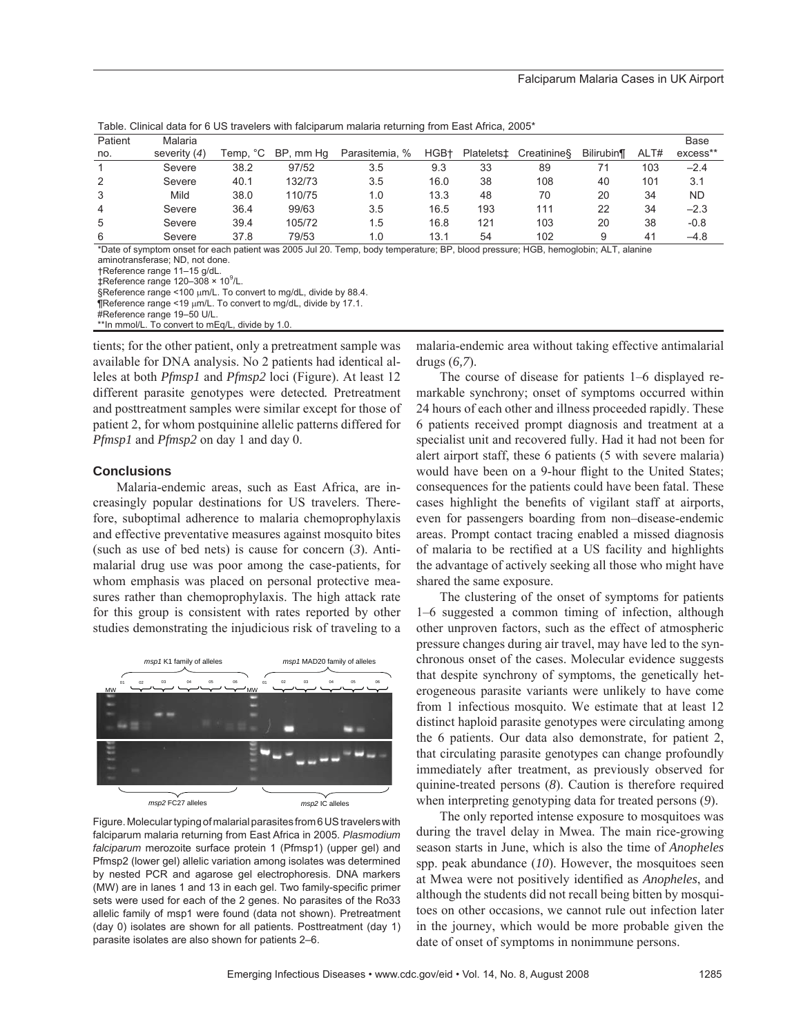Table. Clinical data for 6 US travelers with falciparum malaria returning from East Africa, 2005*

| Patient no. | Malaria severity (*4*) | Temp, °C | BP, mm Hg | Parasitemia, % | HGB† | Platelets‡ | Creatinine§ | Bilirubin¶ | ALT# | Base excess** |
|---|---|---|---|---|---|---|---|---|---|---|
| 1 | Severe | 38.2 | 97/52 | 3.5 | 9.3 | 33 | 89 | 71 | 103 | –2.4 |
| 2 | Severe | 40.1 | 132/73 | 3.5 | 16.0 | 38 | 108 | 40 | 101 | 3.1 |
| 3 | Mild | 38.0 | 110/75 | 1.0 | 13.3 | 48 | 70 | 20 | 34 | ND |
| 4 | Severe | 36.4 | 99/63 | 3.5 | 16.5 | 193 | 111 | 22 | 34 | –2.3 |
| 5 | Severe | 39.4 | 105/72 | 1.5 | 16.8 | 121 | 103 | 20 | 38 | -0.8 |
| 6 | Severe | 37.8 | 79/53 | 1.0 | 13.1 | 54 | 102 | 9 | 41 | –4.8 |

*Date of symptom onset for each patient was 2005 Jul 20. Temp, body temperature; BP, blood pressure; HGB, hemoglobin; ALT, alanine aminotransferase; ND, not done.
†Reference range 11–15 g/dL.
‡Reference range 120–308 × $10^9$/L.
§Reference range <100 μm/L. To convert to mg/dL, divide by 88.4.
¶Reference range <19 μm/L. To convert to mg/dL, divide by 17.1.
#Reference range 19–50 U/L.
**In mmol/L. To convert to mEq/L, divide by 1.0.

tients; for the other patient, only a pretreatment sample was available for DNA analysis. No 2 patients had identical alleles at both *Pfmsp1* and *Pfmsp2* loci (Figure). At least 12 different parasite genotypes were detected*.* Pretreatment and posttreatment samples were similar except for those of patient 2, for whom postquinine allelic patterns differed for *Pfmsp1* and *Pfmsp2* on day 1 and day 0.

### Conclusions

Malaria-endemic areas, such as East Africa, are increasingly popular destinations for US travelers. Therefore, suboptimal adherence to malaria chemoprophylaxis and effective preventative measures against mosquito bites (such as use of bed nets) is cause for concern (*3*). Antimalarial drug use was poor among the case-patients, for whom emphasis was placed on personal protective measures rather than chemoprophylaxis. The high attack rate for this group is consistent with rates reported by other studies demonstrating the injudicious risk of traveling to a malaria-endemic area without taking effective antimalarial drugs (*6,7*).

Figure. Molecular typing of malarial parasites from 6 US travelers with falciparum malaria returning from East Africa in 2005. *Plasmodium falciparum* merozoite surface protein 1 (Pfmsp1) (upper gel) and Pfmsp2 (lower gel) allelic variation among isolates was determined by nested PCR and agarose gel electrophoresis. DNA markers (MW) are in lanes 1 and 13 in each gel. Two family-specific primer sets were used for each of the 2 genes. No parasites of the Ro33 allelic family of msp1 were found (data not shown). Pretreatment (day 0) isolates are shown for all patients. Posttreatment (day 1) parasite isolates are also shown for patients 2–6.

The course of disease for patients 1–6 displayed remarkable synchrony; onset of symptoms occurred within 24 hours of each other and illness proceeded rapidly. These 6 patients received prompt diagnosis and treatment at a specialist unit and recovered fully. Had it not been for alert airport staff, these 6 patients (5 with severe malaria) would have been on a 9-hour flight to the United States; consequences for the patients could have been fatal. These cases highlight the benefits of vigilant staff at airports, even for passengers boarding from non–disease-endemic areas. Prompt contact tracing enabled a missed diagnosis of malaria to be rectified at a US facility and highlights the advantage of actively seeking all those who might have shared the same exposure.

The clustering of the onset of symptoms for patients 1–6 suggested a common timing of infection, although other unproven factors, such as the effect of atmospheric pressure changes during air travel, may have led to the synchronous onset of the cases. Molecular evidence suggests that despite synchrony of symptoms, the genetically heterogeneous parasite variants were unlikely to have come from 1 infectious mosquito. We estimate that at least 12 distinct haploid parasite genotypes were circulating among the 6 patients. Our data also demonstrate, for patient 2, that circulating parasite genotypes can change profoundly immediately after treatment, as previously observed for quinine-treated persons (*8*). Caution is therefore required when interpreting genotyping data for treated persons (*9*).

The only reported intense exposure to mosquitoes was during the travel delay in Mwea. The main rice-growing season starts in June, which is also the time of *Anopheles* spp. peak abundance (*10*). However, the mosquitoes seen at Mwea were not positively identified as *Anopheles*, and although the students did not recall being bitten by mosquitoes on other occasions, we cannot rule out infection later in the journey, which would be more probable given the date of onset of symptoms in nonimmune persons.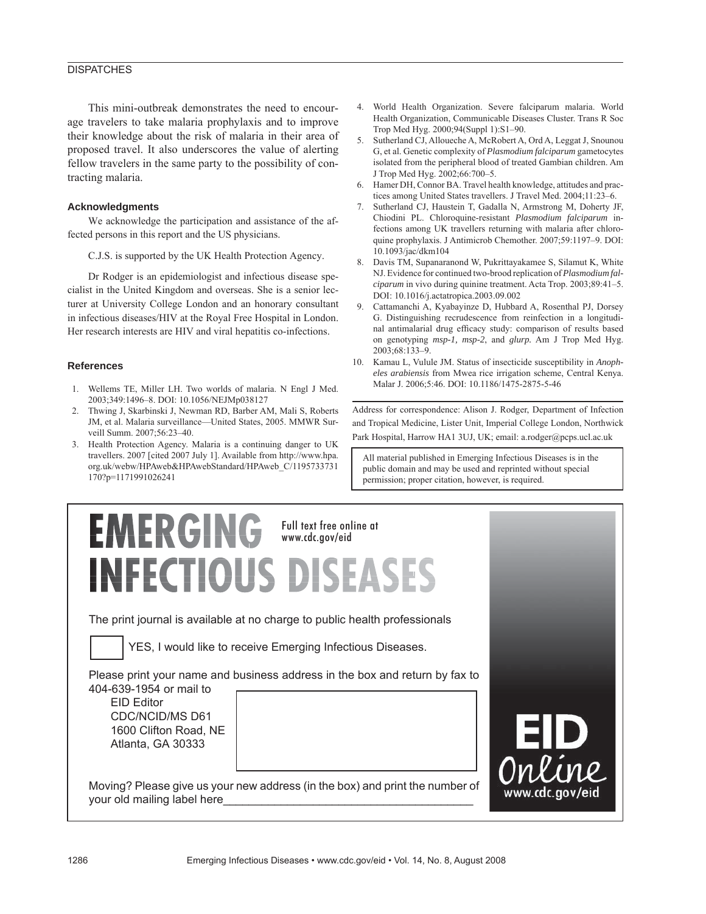This mini-outbreak demonstrates the need to encourage travelers to take malaria prophylaxis and to improve their knowledge about the risk of malaria in their area of proposed travel. It also underscores the value of alerting fellow travelers in the same party to the possibility of contracting malaria.

### Acknowledgments

We acknowledge the participation and assistance of the affected persons in this report and the US physicians.

C.J.S. is supported by the UK Health Protection Agency.

Dr Rodger is an epidemiologist and infectious disease specialist in the United Kingdom and overseas. She is a senior lecturer at University College London and an honorary consultant in infectious diseases/HIV at the Royal Free Hospital in London. Her research interests are HIV and viral hepatitis co-infections.

### References

1. Wellems TE, Miller LH. Two worlds of malaria. N Engl J Med. 2003;349:1496–8. DOI: 10.1056/NEJMp038127
2. Thwing J, Skarbinski J, Newman RD, Barber AM, Mali S, Roberts JM, et al. Malaria surveillance—United States, 2005. MMWR Surveill Summ. 2007;56:23–40.
3. Health Protection Agency. Malaria is a continuing danger to UK travellers. 2007 [cited 2007 July 1]. Available from http://www.hpa.org.uk/webw/HPAweb&HPAwebStandard/HPAweb_C/1195733731170?p=1171991026241
4. World Health Organization. Severe falciparum malaria. World Health Organization, Communicable Diseases Cluster. Trans R Soc Trop Med Hyg. 2000;94(Suppl 1):S1–90.
5. Sutherland CJ, Alloueche A, McRobert A, Ord A, Leggat J, Snounou G, et al. Genetic complexity of *Plasmodium falciparum* gametocytes isolated from the peripheral blood of treated Gambian children. Am J Trop Med Hyg. 2002;66:700–5.
6. Hamer DH, Connor BA. Travel health knowledge, attitudes and practices among United States travellers. J Travel Med. 2004;11:23–6.
7. Sutherland CJ, Haustein T, Gadalla N, Armstrong M, Doherty JF, Chiodini PL. Chloroquine-resistant *Plasmodium falciparum* infections among UK travellers returning with malaria after chloroquine prophylaxis. J Antimicrob Chemother. 2007;59:1197–9. DOI: 10.1093/jac/dkm104
8. Davis TM, Supanaranond W, Pukrittayakamee S, Silamut K, White NJ. Evidence for continued two-brood replication of *Plasmodium falciparum* in vivo during quinine treatment. Acta Trop. 2003;89:41–5. DOI: 10.1016/j.actatropica.2003.09.002
9. Cattamanchi A, Kyabayinze D, Hubbard A, Rosenthal PJ, Dorsey G. Distinguishing recrudescence from reinfection in a longitudinal antimalarial drug efficacy study: comparison of results based on genotyping *msp-1, msp-2*, and *glurp.* Am J Trop Med Hyg. 2003;68:133–9.
10. Kamau L, Vulule JM. Status of insecticide susceptibility in *Anopheles arabiensis* from Mwea rice irrigation scheme, Central Kenya. Malar J. 2006;5:46. DOI: 10.1186/1475-2875-5-46

Address for correspondence: Alison J. Rodger, Department of Infection and Tropical Medicine, Lister Unit, Imperial College London, Northwick Park Hospital, Harrow HA1 3UJ, UK; email: a.rodger@pcps.ucl.ac.uk

All material published in Emerging Infectious Diseases is in the public domain and may be used and reprinted without special permission; proper citation, however, is required.

# EMERGING INFECTIOUS DISEASES

Full text free online at www.cdc.gov/eid

The print journal is available at no charge to public health professionals

☐ YES, I would like to receive Emerging Infectious Diseases.

Please print your name and business address in the box and return by fax to 404-639-1954 or mail to

EID Editor
CDC/NCID/MS D61
1600 Clifton Road, NE
Atlanta, GA 30333

Moving? Please give us your new address (in the box) and print the number of your old mailing label here________________________________________

EID Online
www.cdc.gov/eid